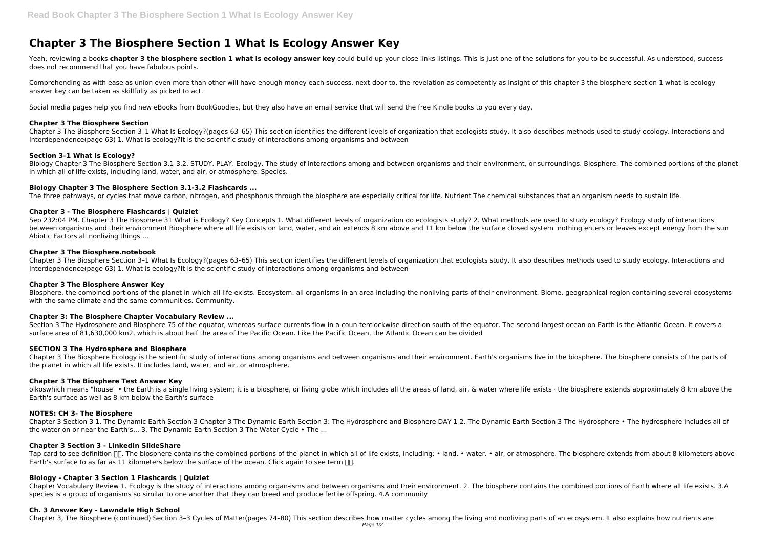# Chapter 3 The Biosphere Section 1 What Is Ecology Answer Key

Yeah, reviewing a books **chapter 3 the biosphere section 1 what is ecology answer key** could build up your close links listings. This is just one of the solutions for you to be successful. As understood, success does not recommend that you have fabulous points.

Comprehending as with ease as union even more than other will have enough money each success. next-door to, the revelation as competently as insight of this chapter 3 the biosphere section 1 what is ecology answer key can be taken as skillfully as picked to act.

Social media pages help you find new eBooks from BookGoodies, but they also have an email service that will send the free Kindle books to you every day.

### Chapter 3 The Biosphere Section

Chapter 3 The Biosphere Section 3–1 What Is Ecology?(pages 63–65) This section identifies the different levels of organization that ecologists study. It also describes methods used to study ecology. Interactions and Interdependence(page 63) 1. What is ecology?It is the scientific study of interactions among organisms and between

### Section 3–1 What Is Ecology?

Biology Chapter 3 The Biosphere Section 3.1-3.2. STUDY. PLAY. Ecology. The study of interactions among and between organisms and their environment, or surroundings. Biosphere. The combined portions of the planet in which all of life exists, including land, water, and air, or atmosphere. Species.

### Biology Chapter 3 The Biosphere Section 3.1-3.2 Flashcards ...

The three pathways, or cycles that move carbon, nitrogen, and phosphorus through the biosphere are especially critical for life. Nutrient The chemical substances that an organism needs to sustain life.

### Chapter 3 - The Biosphere Flashcards | Quizlet

Sep 232:04 PM. Chapter 3 The Biosphere 31 What is Ecology? Key Concepts 1. What different levels of organization do ecologists study? 2. What methods are used to study ecology? Ecology study of interactions between organisms and their environment Biosphere where all life exists on land, water, and air extends 8 km above and 11 km below the surface closed system nothing enters or leaves except energy from the sun Abiotic Factors all nonliving things ...

### Chapter 3 The Biosphere.notebook

Chapter 3 The Biosphere Section 3–1 What Is Ecology?(pages 63–65) This section identifies the different levels of organization that ecologists study. It also describes methods used to study ecology. Interactions and Interdependence(page 63) 1. What is ecology?It is the scientific study of interactions among organisms and between

### Chapter 3 The Biosphere Answer Key

Biosphere. the combined portions of the planet in which all life exists. Ecosystem. all organisms in an area including the nonliving parts of their environment. Biome. geographical region containing several ecosystems with the same climate and the same communities. Community.

### Chapter 3: The Biosphere Chapter Vocabulary Review ...

Section 3 The Hydrosphere and Biosphere 75 of the equator, whereas surface currents flow in a coun-terclockwise direction south of the equator. The second largest ocean on Earth is the Atlantic Ocean. It covers a surface area of 81,630,000 km2, which is about half the area of the Pacific Ocean. Like the Pacific Ocean, the Atlantic Ocean can be divided

### SECTION 3 The Hydrosphere and Biosphere

Chapter 3 The Biosphere Ecology is the scientific study of interactions among organisms and between organisms and their environment. Earth's organisms live in the biosphere. The biosphere consists of the parts of the planet in which all life exists. It includes land, water, and air, or atmosphere.

### Chapter 3 The Biosphere Test Answer Key

oikoswhich means "house" • the Earth is a single living system; it is a biosphere, or living globe which includes all the areas of land, air, & water where life exists · the biosphere extends approximately 8 km above the Earth's surface as well as 8 km below the Earth's surface

### NOTES: CH 3- The Biosphere

Chapter 3 Section 3 1. The Dynamic Earth Section 3 Chapter 3 The Dynamic Earth Section 3: The Hydrosphere and Biosphere DAY 1 2. The Dynamic Earth Section 3 The Hydrosphere • The hydrosphere includes all of the water on or near the Earth's... 3. The Dynamic Earth Section 3 The Water Cycle • The ...

### Chapter 3 Section 3 - LinkedIn SlideShare

Tap card to see definition 👆. The biosphere contains the combined portions of the planet in which all of life exists, including: • land. • water. • air, or atmosphere. The biosphere extends from about 8 kilometers above Earth's surface to as far as 11 kilometers below the surface of the ocean. Click again to see term 👆.

### Biology - Chapter 3 Section 1 Flashcards | Quizlet

Chapter Vocabulary Review 1. Ecology is the study of interactions among organ-isms and between organisms and their environment. 2. The biosphere contains the combined portions of Earth where all life exists. 3.A species is a group of organisms so similar to one another that they can breed and produce fertile offspring. 4.A community

### Ch. 3 Answer Key - Lawndale High School

Chapter 3, The Biosphere (continued) Section 3–3 Cycles of Matter(pages 74–80) This section describes how matter cycles among the living and nonliving parts of an ecosystem. It also explains how nutrients are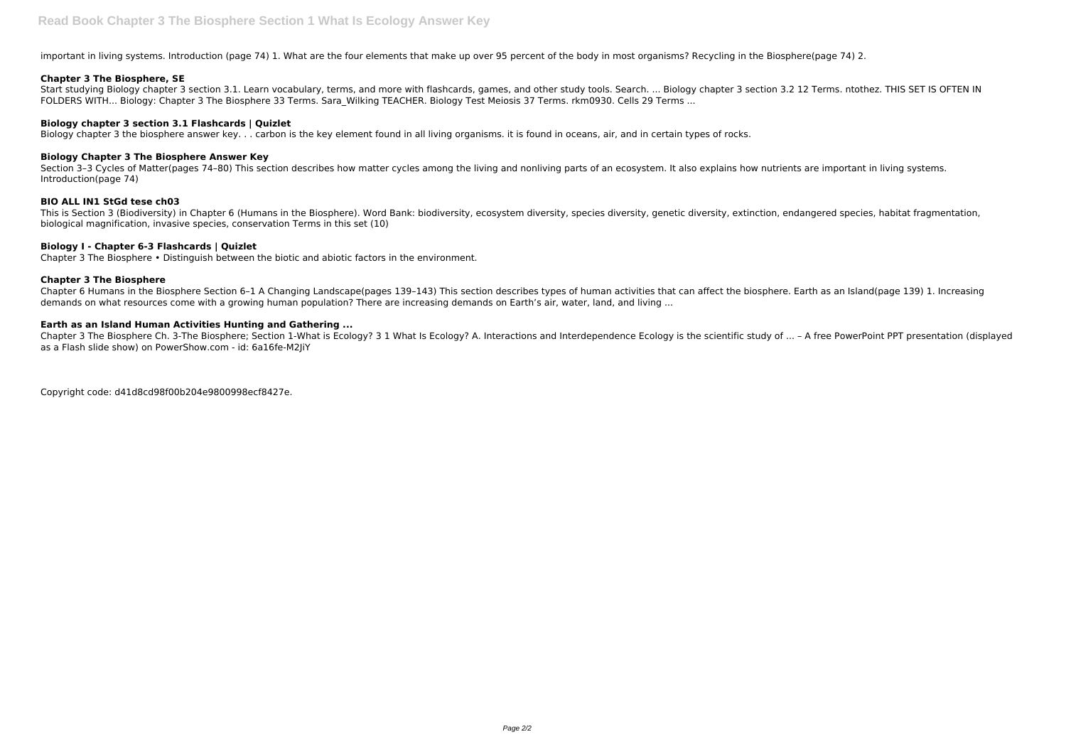important in living systems. Introduction (page 74) 1. What are the four elements that make up over 95 percent of the body in most organisms? Recycling in the Biosphere(page 74) 2.

### Chapter 3 The Biosphere, SE

Start studying Biology chapter 3 section 3.1. Learn vocabulary, terms, and more with flashcards, games, and other study tools. Search. ... Biology chapter 3 section 3.2 12 Terms. ntothez. THIS SET IS OFTEN IN FOLDERS WITH... Biology: Chapter 3 The Biosphere 33 Terms. Sara_Wilking TEACHER. Biology Test Meiosis 37 Terms. rkm0930. Cells 29 Terms ...

### Biology chapter 3 section 3.1 Flashcards | Quizlet

Biology chapter 3 the biosphere answer key. . . carbon is the key element found in all living organisms. it is found in oceans, air, and in certain types of rocks.

### Biology Chapter 3 The Biosphere Answer Key

Section 3–3 Cycles of Matter(pages 74–80) This section describes how matter cycles among the living and nonliving parts of an ecosystem. It also explains how nutrients are important in living systems. Introduction(page 74)

### BIO ALL IN1 StGd tese ch03

This is Section 3 (Biodiversity) in Chapter 6 (Humans in the Biosphere). Word Bank: biodiversity, ecosystem diversity, species diversity, genetic diversity, extinction, endangered species, habitat fragmentation, biological magnification, invasive species, conservation Terms in this set (10)

### Biology I - Chapter 6-3 Flashcards | Quizlet

Chapter 3 The Biosphere • Distinguish between the biotic and abiotic factors in the environment.

### Chapter 3 The Biosphere

Chapter 6 Humans in the Biosphere Section 6–1 A Changing Landscape(pages 139–143) This section describes types of human activities that can affect the biosphere. Earth as an Island(page 139) 1. Increasing demands on what resources come with a growing human population? There are increasing demands on Earth's air, water, land, and living ...

### Earth as an Island Human Activities Hunting and Gathering ...

Chapter 3 The Biosphere Ch. 3-The Biosphere; Section 1-What is Ecology? 3 1 What Is Ecology? A. Interactions and Interdependence Ecology is the scientific study of ... – A free PowerPoint PPT presentation (displayed as a Flash slide show) on PowerShow.com - id: 6a16fe-M2JiY

Copyright code: d41d8cd98f00b204e9800998ecf8427e.